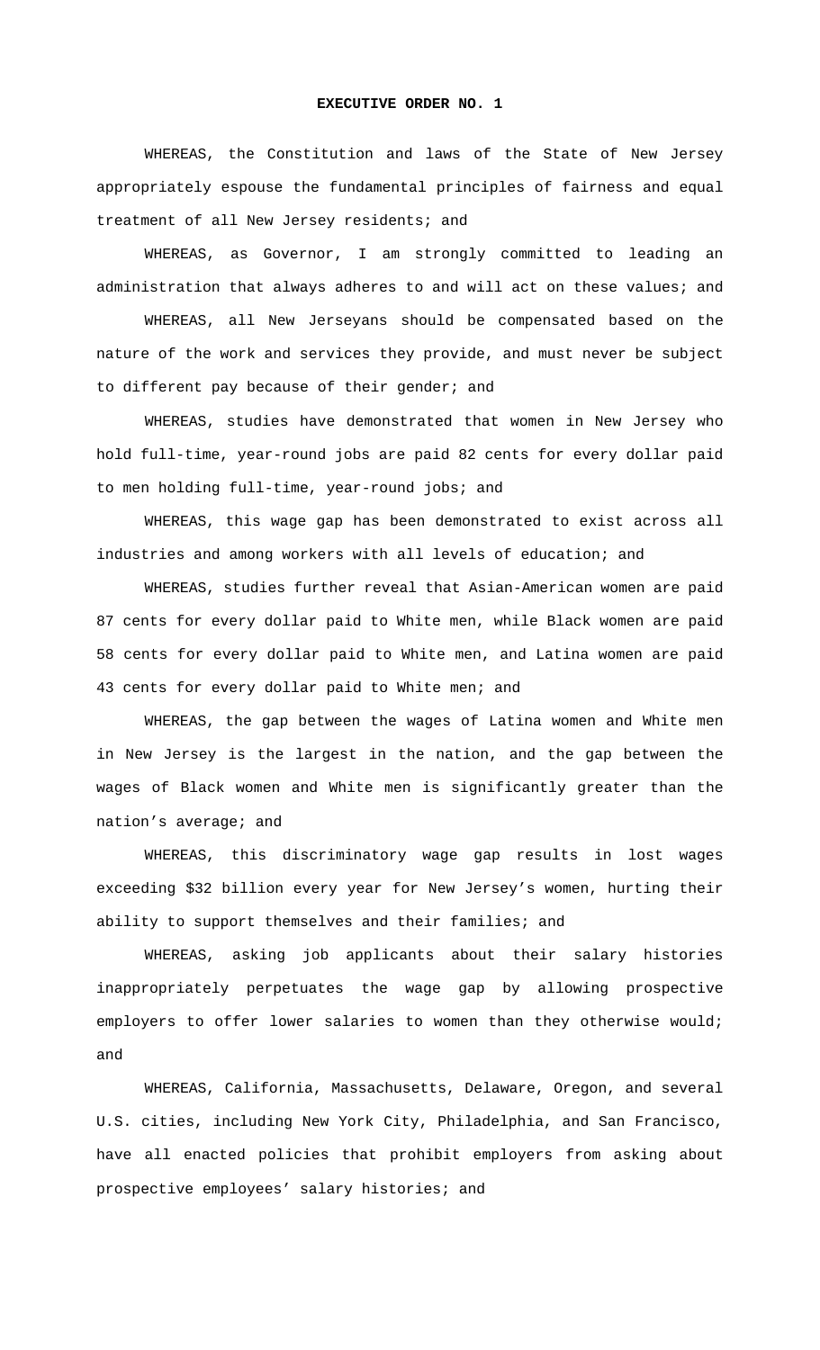# EXECUTIVE ORDER NO. 1

WHEREAS, the Constitution and laws of the State of New Jersey appropriately espouse the fundamental principles of fairness and equal treatment of all New Jersey residents; and

WHEREAS, as Governor, I am strongly committed to leading an administration that always adheres to and will act on these values; and

WHEREAS, all New Jerseyans should be compensated based on the nature of the work and services they provide, and must never be subject to different pay because of their gender; and

WHEREAS, studies have demonstrated that women in New Jersey who hold full-time, year-round jobs are paid 82 cents for every dollar paid to men holding full-time, year-round jobs; and

WHEREAS, this wage gap has been demonstrated to exist across all industries and among workers with all levels of education; and

WHEREAS, studies further reveal that Asian-American women are paid 87 cents for every dollar paid to White men, while Black women are paid 58 cents for every dollar paid to White men, and Latina women are paid 43 cents for every dollar paid to White men; and

WHEREAS, the gap between the wages of Latina women and White men in New Jersey is the largest in the nation, and the gap between the wages of Black women and White men is significantly greater than the nation's average; and

WHEREAS, this discriminatory wage gap results in lost wages exceeding $32 billion every year for New Jersey's women, hurting their ability to support themselves and their families; and

WHEREAS, asking job applicants about their salary histories inappropriately perpetuates the wage gap by allowing prospective employers to offer lower salaries to women than they otherwise would; and

WHEREAS, California, Massachusetts, Delaware, Oregon, and several U.S. cities, including New York City, Philadelphia, and San Francisco, have all enacted policies that prohibit employers from asking about prospective employees' salary histories; and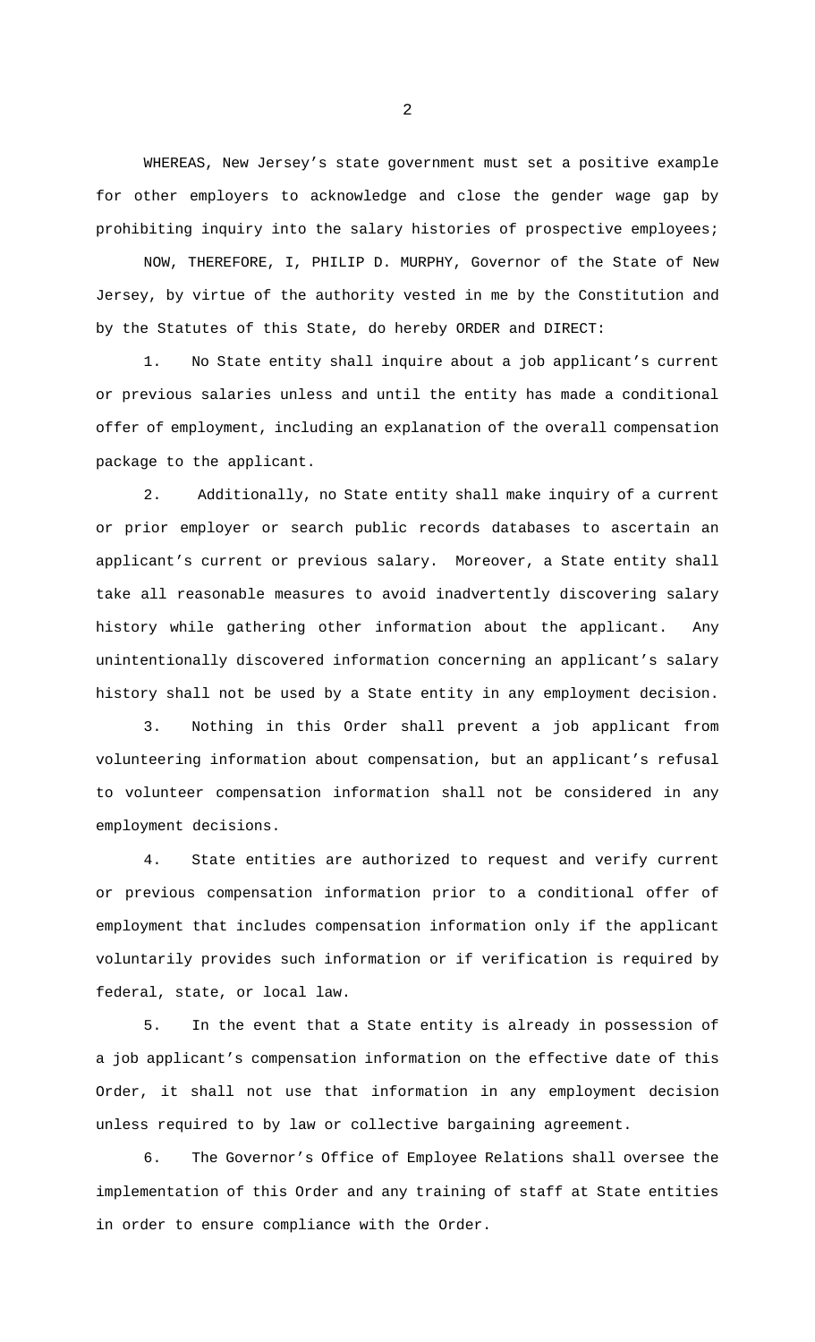WHEREAS, New Jersey's state government must set a positive example for other employers to acknowledge and close the gender wage gap by prohibiting inquiry into the salary histories of prospective employees;

NOW, THEREFORE, I, PHILIP D. MURPHY, Governor of the State of New Jersey, by virtue of the authority vested in me by the Constitution and by the Statutes of this State, do hereby ORDER and DIRECT:

1. No State entity shall inquire about a job applicant's current or previous salaries unless and until the entity has made a conditional offer of employment, including an explanation of the overall compensation package to the applicant.

2. Additionally, no State entity shall make inquiry of a current or prior employer or search public records databases to ascertain an applicant's current or previous salary. Moreover, a State entity shall take all reasonable measures to avoid inadvertently discovering salary history while gathering other information about the applicant. Any unintentionally discovered information concerning an applicant's salary history shall not be used by a State entity in any employment decision.

3. Nothing in this Order shall prevent a job applicant from volunteering information about compensation, but an applicant's refusal to volunteer compensation information shall not be considered in any employment decisions.

4. State entities are authorized to request and verify current or previous compensation information prior to a conditional offer of employment that includes compensation information only if the applicant voluntarily provides such information or if verification is required by federal, state, or local law.

5. In the event that a State entity is already in possession of a job applicant's compensation information on the effective date of this Order, it shall not use that information in any employment decision unless required to by law or collective bargaining agreement.

6. The Governor's Office of Employee Relations shall oversee the implementation of this Order and any training of staff at State entities in order to ensure compliance with the Order.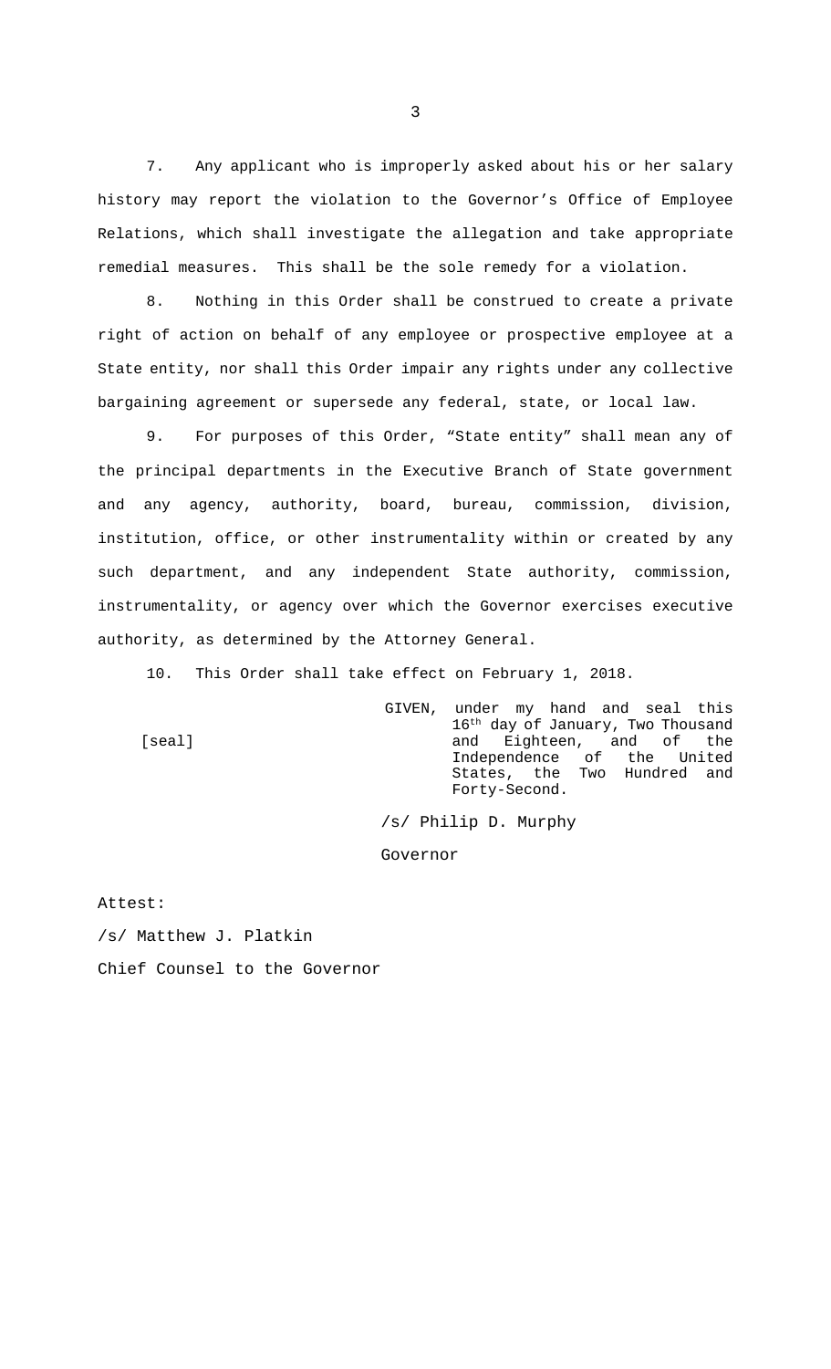7. Any applicant who is improperly asked about his or her salary history may report the violation to the Governor's Office of Employee Relations, which shall investigate the allegation and take appropriate remedial measures. This shall be the sole remedy for a violation.

8. Nothing in this Order shall be construed to create a private right of action on behalf of any employee or prospective employee at a State entity, nor shall this Order impair any rights under any collective bargaining agreement or supersede any federal, state, or local law.

9. For purposes of this Order, "State entity" shall mean any of the principal departments in the Executive Branch of State government and any agency, authority, board, bureau, commission, division, institution, office, or other instrumentality within or created by any such department, and any independent State authority, commission, instrumentality, or agency over which the Governor exercises executive authority, as determined by the Attorney General.

10. This Order shall take effect on February 1, 2018.

[seal]

GIVEN, under my hand and seal this 16th day of January, Two Thousand and Eighteen, and of the Independence of the United States, the Two Hundred and Forty-Second.

/s/ Philip D. Murphy

Governor

Attest:

/s/ Matthew J. Platkin

Chief Counsel to the Governor